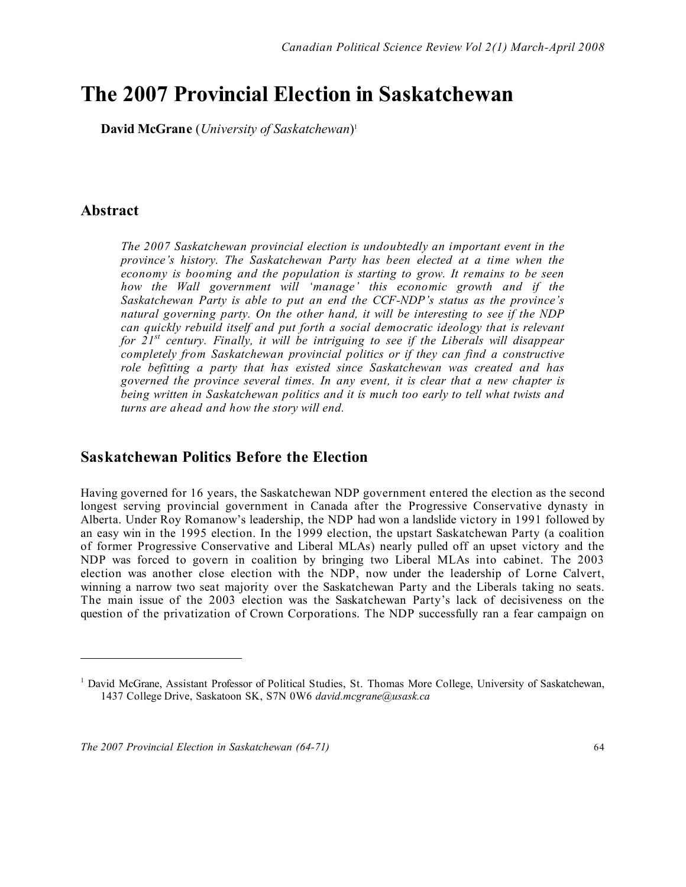# The 2007 Provincial Election in Saskatchewan

**David McGrane** (*University of Saskatchewan*)[1]

## Abstract

*The 2007 Saskatchewan provincial election is undoubtedly an important event in the province's history. The Saskatchewan Party has been elected at a time when the economy is booming and the population is starting to grow. It remains to be seen how the Wall government will 'manage' this economic growth and if the Saskatchewan Party is able to put an end the CCF-NDP's status as the province's natural governing party. On the other hand, it will be interesting to see if the NDP can quickly rebuild itself and put forth a social democratic ideology that is relevant for 21st century. Finally, it will be intriguing to see if the Liberals will disappear completely from Saskatchewan provincial politics or if they can find a constructive role befitting a party that has existed since Saskatchewan was created and has governed the province several times. In any event, it is clear that a new chapter is being written in Saskatchewan politics and it is much too early to tell what twists and turns are ahead and how the story will end.*

## Saskatchewan Politics Before the Election

Having governed for 16 years, the Saskatchewan NDP government entered the election as the second longest serving provincial government in Canada after the Progressive Conservative dynasty in Alberta. Under Roy Romanow's leadership, the NDP had won a landslide victory in 1991 followed by an easy win in the 1995 election. In the 1999 election, the upstart Saskatchewan Party (a coalition of former Progressive Conservative and Liberal MLAs) nearly pulled off an upset victory and the NDP was forced to govern in coalition by bringing two Liberal MLAs into cabinet. The 2003 election was another close election with the NDP, now under the leadership of Lorne Calvert, winning a narrow two seat majority over the Saskatchewan Party and the Liberals taking no seats. The main issue of the 2003 election was the Saskatchewan Party's lack of decisiveness on the question of the privatization of Crown Corporations. The NDP successfully ran a fear campaign on

[1] David McGrane, Assistant Professor of Political Studies, St. Thomas More College, University of Saskatchewan, 1437 College Drive, Saskatoon SK, S7N 0W6 *david.mcgrane@usask.ca*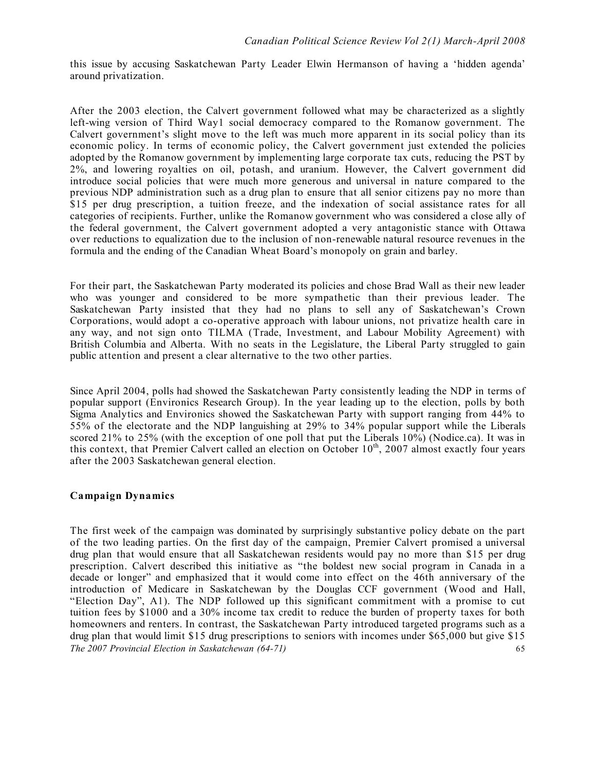this issue by accusing Saskatchewan Party Leader Elwin Hermanson of having a 'hidden agenda' around privatization.

After the 2003 election, the Calvert government followed what may be characterized as a slightly left-wing version of Third Way1 social democracy compared to the Romanow government. The Calvert government's slight move to the left was much more apparent in its social policy than its economic policy. In terms of economic policy, the Calvert government just extended the policies adopted by the Romanow government by implementing large corporate tax cuts, reducing the PST by 2%, and lowering royalties on oil, potash, and uranium. However, the Calvert government did introduce social policies that were much more generous and universal in nature compared to the previous NDP administration such as a drug plan to ensure that all senior citizens pay no more than \$15 per drug prescription, a tuition freeze, and the indexation of social assistance rates for all categories of recipients. Further, unlike the Romanow government who was considered a close ally of the federal government, the Calvert government adopted a very antagonistic stance with Ottawa over reductions to equalization due to the inclusion of non-renewable natural resource revenues in the formula and the ending of the Canadian Wheat Board's monopoly on grain and barley.

For their part, the Saskatchewan Party moderated its policies and chose Brad Wall as their new leader who was younger and considered to be more sympathetic than their previous leader. The Saskatchewan Party insisted that they had no plans to sell any of Saskatchewan's Crown Corporations, would adopt a co-operative approach with labour unions, not privatize health care in any way, and not sign onto TILMA (Trade, Investment, and Labour Mobility Agreement) with British Columbia and Alberta. With no seats in the Legislature, the Liberal Party struggled to gain public attention and present a clear alternative to the two other parties.

Since April 2004, polls had showed the Saskatchewan Party consistently leading the NDP in terms of popular support (Environics Research Group). In the year leading up to the election, polls by both Sigma Analytics and Environics showed the Saskatchewan Party with support ranging from 44% to 55% of the electorate and the NDP languishing at 29% to 34% popular support while the Liberals scored 21% to 25% (with the exception of one poll that put the Liberals 10%) (Nodice.ca). It was in this context, that Premier Calvert called an election on October 10th, 2007 almost exactly four years after the 2003 Saskatchewan general election.

### Campaign Dynamics

The first week of the campaign was dominated by surprisingly substantive policy debate on the part of the two leading parties. On the first day of the campaign, Premier Calvert promised a universal drug plan that would ensure that all Saskatchewan residents would pay no more than \$15 per drug prescription. Calvert described this initiative as "the boldest new social program in Canada in a decade or longer" and emphasized that it would come into effect on the 46th anniversary of the introduction of Medicare in Saskatchewan by the Douglas CCF government (Wood and Hall, "Election Day", A1). The NDP followed up this significant commitment with a promise to cut tuition fees by \$1000 and a 30% income tax credit to reduce the burden of property taxes for both homeowners and renters. In contrast, the Saskatchewan Party introduced targeted programs such as a drug plan that would limit \$15 drug prescriptions to seniors with incomes under \$65,000 but give \$15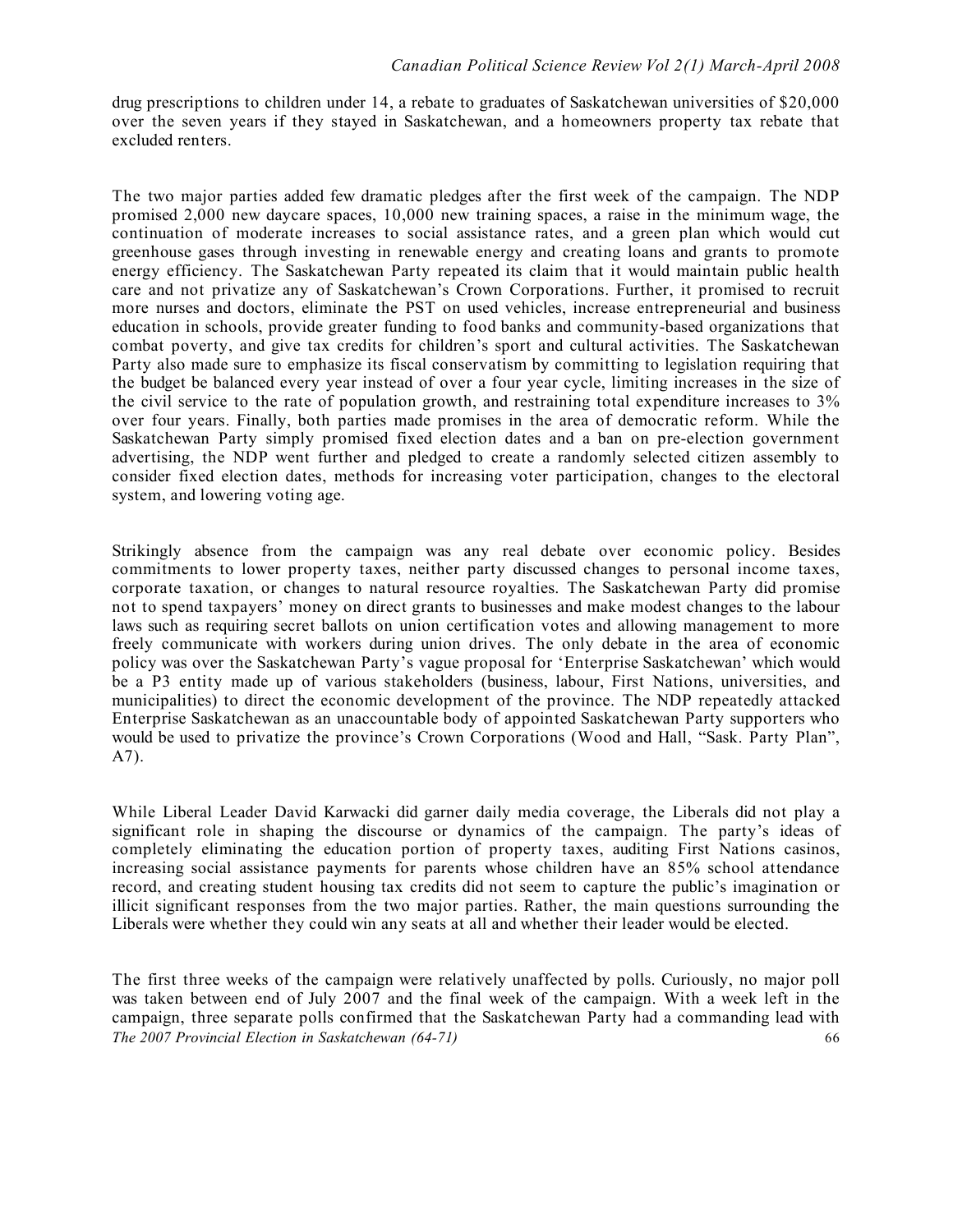drug prescriptions to children under 14, a rebate to graduates of Saskatchewan universities of $20,000 over the seven years if they stayed in Saskatchewan, and a homeowners property tax rebate that excluded renters.

The two major parties added few dramatic pledges after the first week of the campaign. The NDP promised 2,000 new daycare spaces, 10,000 new training spaces, a raise in the minimum wage, the continuation of moderate increases to social assistance rates, and a green plan which would cut greenhouse gases through investing in renewable energy and creating loans and grants to promote energy efficiency. The Saskatchewan Party repeated its claim that it would maintain public health care and not privatize any of Saskatchewan's Crown Corporations. Further, it promised to recruit more nurses and doctors, eliminate the PST on used vehicles, increase entrepreneurial and business education in schools, provide greater funding to food banks and community-based organizations that combat poverty, and give tax credits for children's sport and cultural activities. The Saskatchewan Party also made sure to emphasize its fiscal conservatism by committing to legislation requiring that the budget be balanced every year instead of over a four year cycle, limiting increases in the size of the civil service to the rate of population growth, and restraining total expenditure increases to 3% over four years. Finally, both parties made promises in the area of democratic reform. While the Saskatchewan Party simply promised fixed election dates and a ban on pre-election government advertising, the NDP went further and pledged to create a randomly selected citizen assembly to consider fixed election dates, methods for increasing voter participation, changes to the electoral system, and lowering voting age.

Strikingly absence from the campaign was any real debate over economic policy. Besides commitments to lower property taxes, neither party discussed changes to personal income taxes, corporate taxation, or changes to natural resource royalties. The Saskatchewan Party did promise not to spend taxpayers' money on direct grants to businesses and make modest changes to the labour laws such as requiring secret ballots on union certification votes and allowing management to more freely communicate with workers during union drives. The only debate in the area of economic policy was over the Saskatchewan Party's vague proposal for 'Enterprise Saskatchewan' which would be a P3 entity made up of various stakeholders (business, labour, First Nations, universities, and municipalities) to direct the economic development of the province. The NDP repeatedly attacked Enterprise Saskatchewan as an unaccountable body of appointed Saskatchewan Party supporters who would be used to privatize the province's Crown Corporations (Wood and Hall, "Sask. Party Plan", A7).

While Liberal Leader David Karwacki did garner daily media coverage, the Liberals did not play a significant role in shaping the discourse or dynamics of the campaign. The party's ideas of completely eliminating the education portion of property taxes, auditing First Nations casinos, increasing social assistance payments for parents whose children have an 85% school attendance record, and creating student housing tax credits did not seem to capture the public's imagination or illicit significant responses from the two major parties. Rather, the main questions surrounding the Liberals were whether they could win any seats at all and whether their leader would be elected.

The first three weeks of the campaign were relatively unaffected by polls. Curiously, no major poll was taken between end of July 2007 and the final week of the campaign. With a week left in the campaign, three separate polls confirmed that the Saskatchewan Party had a commanding lead with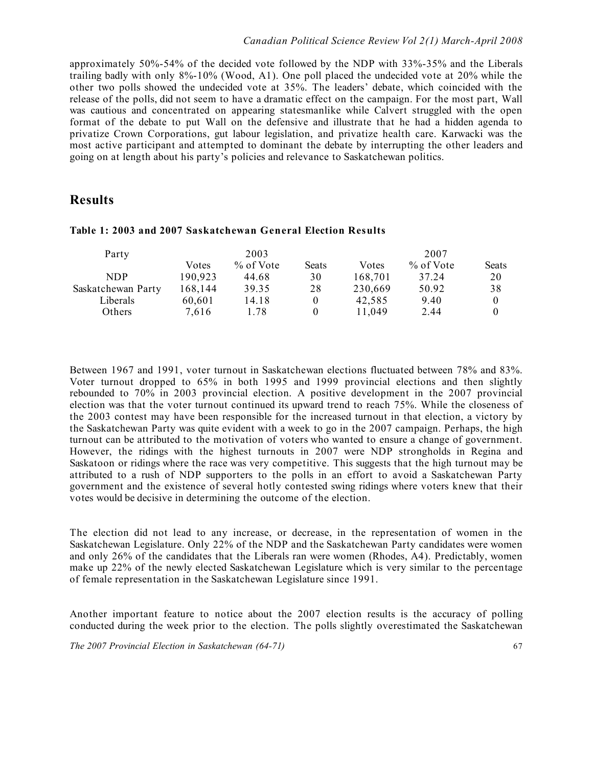approximately 50%-54% of the decided vote followed by the NDP with 33%-35% and the Liberals trailing badly with only 8%-10% (Wood, A1). One poll placed the undecided vote at 20% while the other two polls showed the undecided vote at 35%. The leaders' debate, which coincided with the release of the polls, did not seem to have a dramatic effect on the campaign. For the most part, Wall was cautious and concentrated on appearing statesmanlike while Calvert struggled with the open format of the debate to put Wall on the defensive and illustrate that he had a hidden agenda to privatize Crown Corporations, gut labour legislation, and privatize health care. Karwacki was the most active participant and attempted to dominant the debate by interrupting the other leaders and going on at length about his party's policies and relevance to Saskatchewan politics.

## Results

**Table 1: 2003 and 2007 Saskatchewan General Election Results**

| Party | 2003 | | | 2007 | | |
|---|---|---|---|---|---|---|
| | Votes | % of Vote | Seats | Votes | % of Vote | Seats |
| NDP | 190,923 | 44.68 | 30 | 168,701 | 37.24 | 20 |
| Saskatchewan Party | 168,144 | 39.35 | 28 | 230,669 | 50.92 | 38 |
| Liberals | 60,601 | 14.18 | 0 | 42,585 | 9.40 | 0 |
| Others | 7,616 | 1.78 | 0 | 11,049 | 2.44 | 0 |

Between 1967 and 1991, voter turnout in Saskatchewan elections fluctuated between 78% and 83%. Voter turnout dropped to 65% in both 1995 and 1999 provincial elections and then slightly rebounded to 70% in 2003 provincial election. A positive development in the 2007 provincial election was that the voter turnout continued its upward trend to reach 75%. While the closeness of the 2003 contest may have been responsible for the increased turnout in that election, a victory by the Saskatchewan Party was quite evident with a week to go in the 2007 campaign. Perhaps, the high turnout can be attributed to the motivation of voters who wanted to ensure a change of government. However, the ridings with the highest turnouts in 2007 were NDP strongholds in Regina and Saskatoon or ridings where the race was very competitive. This suggests that the high turnout may be attributed to a rush of NDP supporters to the polls in an effort to avoid a Saskatchewan Party government and the existence of several hotly contested swing ridings where voters knew that their votes would be decisive in determining the outcome of the election.

The election did not lead to any increase, or decrease, in the representation of women in the Saskatchewan Legislature. Only 22% of the NDP and the Saskatchewan Party candidates were women and only 26% of the candidates that the Liberals ran were women (Rhodes, A4). Predictably, women make up 22% of the newly elected Saskatchewan Legislature which is very similar to the percentage of female representation in the Saskatchewan Legislature since 1991.

Another important feature to notice about the 2007 election results is the accuracy of polling conducted during the week prior to the election. The polls slightly overestimated the Saskatchewan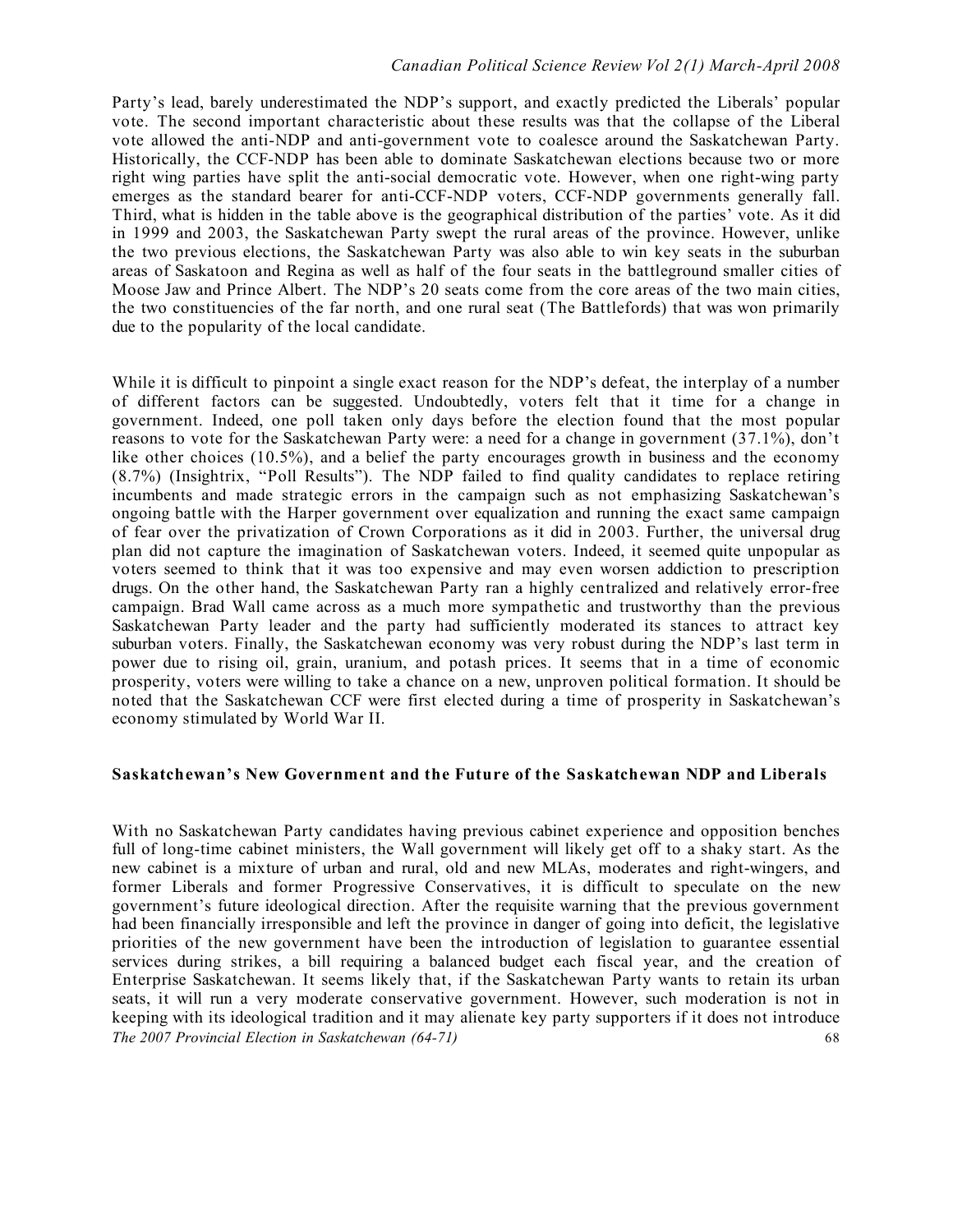Party's lead, barely underestimated the NDP's support, and exactly predicted the Liberals' popular vote. The second important characteristic about these results was that the collapse of the Liberal vote allowed the anti-NDP and anti-government vote to coalesce around the Saskatchewan Party. Historically, the CCF-NDP has been able to dominate Saskatchewan elections because two or more right wing parties have split the anti-social democratic vote. However, when one right-wing party emerges as the standard bearer for anti-CCF-NDP voters, CCF-NDP governments generally fall. Third, what is hidden in the table above is the geographical distribution of the parties' vote. As it did in 1999 and 2003, the Saskatchewan Party swept the rural areas of the province. However, unlike the two previous elections, the Saskatchewan Party was also able to win key seats in the suburban areas of Saskatoon and Regina as well as half of the four seats in the battleground smaller cities of Moose Jaw and Prince Albert. The NDP's 20 seats come from the core areas of the two main cities, the two constituencies of the far north, and one rural seat (The Battlefords) that was won primarily due to the popularity of the local candidate.

While it is difficult to pinpoint a single exact reason for the NDP's defeat, the interplay of a number of different factors can be suggested. Undoubtedly, voters felt that it time for a change in government. Indeed, one poll taken only days before the election found that the most popular reasons to vote for the Saskatchewan Party were: a need for a change in government (37.1%), don't like other choices (10.5%), and a belief the party encourages growth in business and the economy (8.7%) (Insightrix, "Poll Results"). The NDP failed to find quality candidates to replace retiring incumbents and made strategic errors in the campaign such as not emphasizing Saskatchewan's ongoing battle with the Harper government over equalization and running the exact same campaign of fear over the privatization of Crown Corporations as it did in 2003. Further, the universal drug plan did not capture the imagination of Saskatchewan voters. Indeed, it seemed quite unpopular as voters seemed to think that it was too expensive and may even worsen addiction to prescription drugs. On the other hand, the Saskatchewan Party ran a highly centralized and relatively error-free campaign. Brad Wall came across as a much more sympathetic and trustworthy than the previous Saskatchewan Party leader and the party had sufficiently moderated its stances to attract key suburban voters. Finally, the Saskatchewan economy was very robust during the NDP's last term in power due to rising oil, grain, uranium, and potash prices. It seems that in a time of economic prosperity, voters were willing to take a chance on a new, unproven political formation. It should be noted that the Saskatchewan CCF were first elected during a time of prosperity in Saskatchewan's economy stimulated by World War II.

## Saskatchewan's New Government and the Future of the Saskatchewan NDP and Liberals

With no Saskatchewan Party candidates having previous cabinet experience and opposition benches full of long-time cabinet ministers, the Wall government will likely get off to a shaky start. As the new cabinet is a mixture of urban and rural, old and new MLAs, moderates and right-wingers, and former Liberals and former Progressive Conservatives, it is difficult to speculate on the new government's future ideological direction. After the requisite warning that the previous government had been financially irresponsible and left the province in danger of going into deficit, the legislative priorities of the new government have been the introduction of legislation to guarantee essential services during strikes, a bill requiring a balanced budget each fiscal year, and the creation of Enterprise Saskatchewan. It seems likely that, if the Saskatchewan Party wants to retain its urban seats, it will run a very moderate conservative government. However, such moderation is not in keeping with its ideological tradition and it may alienate key party supporters if it does not introduce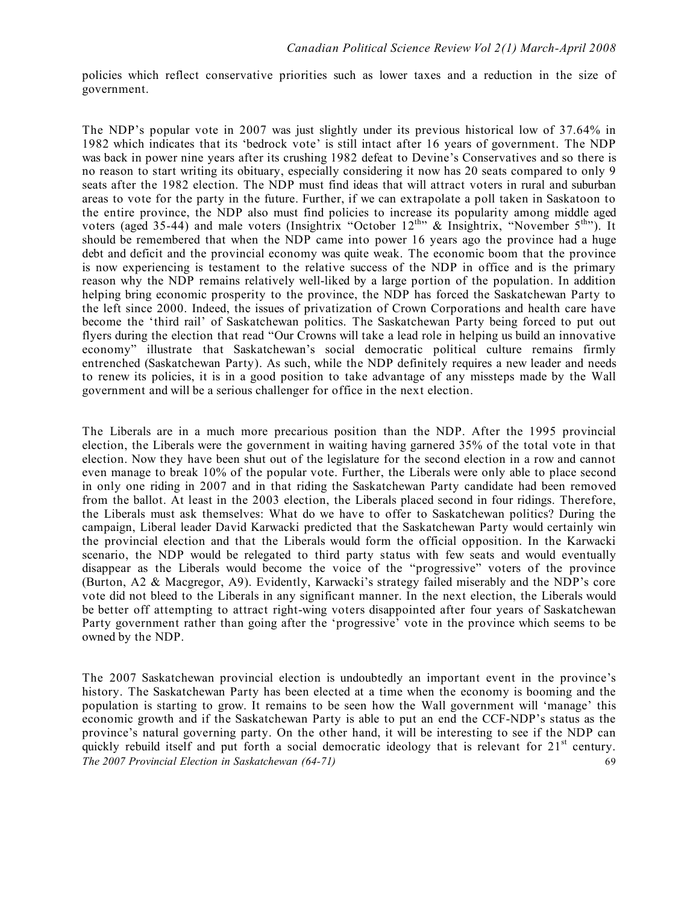policies which reflect conservative priorities such as lower taxes and a reduction in the size of government.

The NDP's popular vote in 2007 was just slightly under its previous historical low of 37.64% in 1982 which indicates that its 'bedrock vote' is still intact after 16 years of government. The NDP was back in power nine years after its crushing 1982 defeat to Devine's Conservatives and so there is no reason to start writing its obituary, especially considering it now has 20 seats compared to only 9 seats after the 1982 election. The NDP must find ideas that will attract voters in rural and suburban areas to vote for the party in the future. Further, if we can extrapolate a poll taken in Saskatoon to the entire province, the NDP also must find policies to increase its popularity among middle aged voters (aged 35-44) and male voters (Insightrix "October 12th" & Insightrix, "November 5th"). It should be remembered that when the NDP came into power 16 years ago the province had a huge debt and deficit and the provincial economy was quite weak. The economic boom that the province is now experiencing is testament to the relative success of the NDP in office and is the primary reason why the NDP remains relatively well-liked by a large portion of the population. In addition helping bring economic prosperity to the province, the NDP has forced the Saskatchewan Party to the left since 2000. Indeed, the issues of privatization of Crown Corporations and health care have become the 'third rail' of Saskatchewan politics. The Saskatchewan Party being forced to put out flyers during the election that read "Our Crowns will take a lead role in helping us build an innovative economy" illustrate that Saskatchewan's social democratic political culture remains firmly entrenched (Saskatchewan Party). As such, while the NDP definitely requires a new leader and needs to renew its policies, it is in a good position to take advantage of any missteps made by the Wall government and will be a serious challenger for office in the next election.

The Liberals are in a much more precarious position than the NDP. After the 1995 provincial election, the Liberals were the government in waiting having garnered 35% of the total vote in that election. Now they have been shut out of the legislature for the second election in a row and cannot even manage to break 10% of the popular vote. Further, the Liberals were only able to place second in only one riding in 2007 and in that riding the Saskatchewan Party candidate had been removed from the ballot. At least in the 2003 election, the Liberals placed second in four ridings. Therefore, the Liberals must ask themselves: What do we have to offer to Saskatchewan politics? During the campaign, Liberal leader David Karwacki predicted that the Saskatchewan Party would certainly win the provincial election and that the Liberals would form the official opposition. In the Karwacki scenario, the NDP would be relegated to third party status with few seats and would eventually disappear as the Liberals would become the voice of the "progressive" voters of the province (Burton, A2 & Macgregor, A9). Evidently, Karwacki's strategy failed miserably and the NDP's core vote did not bleed to the Liberals in any significant manner. In the next election, the Liberals would be better off attempting to attract right-wing voters disappointed after four years of Saskatchewan Party government rather than going after the 'progressive' vote in the province which seems to be owned by the NDP.

The 2007 Saskatchewan provincial election is undoubtedly an important event in the province's history. The Saskatchewan Party has been elected at a time when the economy is booming and the population is starting to grow. It remains to be seen how the Wall government will 'manage' this economic growth and if the Saskatchewan Party is able to put an end the CCF-NDP's status as the province's natural governing party. On the other hand, it will be interesting to see if the NDP can quickly rebuild itself and put forth a social democratic ideology that is relevant for 21st century.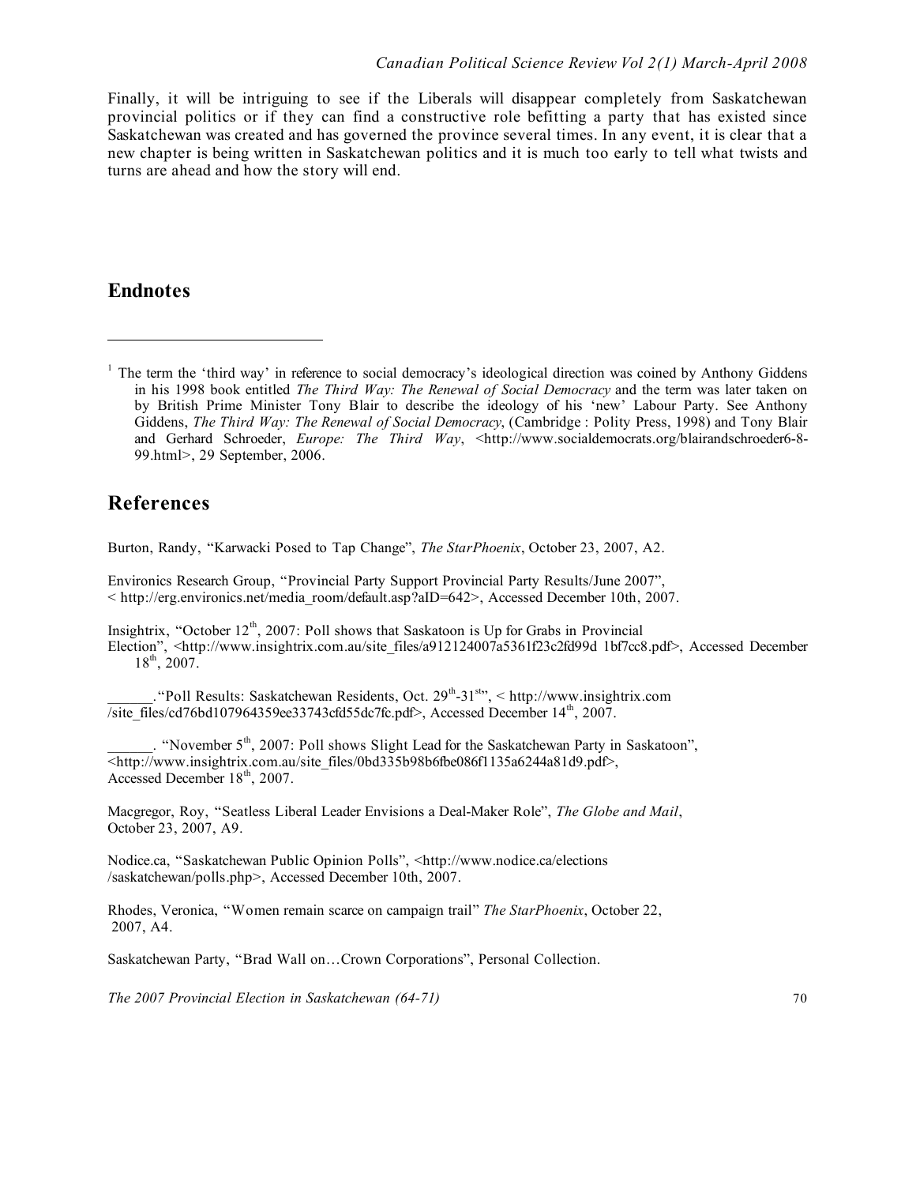Finally, it will be intriguing to see if the Liberals will disappear completely from Saskatchewan provincial politics or if they can find a constructive role befitting a party that has existed since Saskatchewan was created and has governed the province several times. In any event, it is clear that a new chapter is being written in Saskatchewan politics and it is much too early to tell what twists and turns are ahead and how the story will end.

## Endnotes

[1] The term the 'third way' in reference to social democracy's ideological direction was coined by Anthony Giddens in his 1998 book entitled *The Third Way: The Renewal of Social Democracy* and the term was later taken on by British Prime Minister Tony Blair to describe the ideology of his 'new' Labour Party. See Anthony Giddens, *The Third Way: The Renewal of Social Democracy*, (Cambridge : Polity Press, 1998) and Tony Blair and Gerhard Schroeder, *Europe: The Third Way*, <http://www.socialdemocrats.org/blairandschroeder6-8-99.html>, 29 September, 2006.

## References

Burton, Randy, "Karwacki Posed to Tap Change", *The StarPhoenix*, October 23, 2007, A2.

Environics Research Group, "Provincial Party Support Provincial Party Results/June 2007", < http://erg.environics.net/media_room/default.asp?aID=642>, Accessed December 10th, 2007.

Insightrix, "October 12th, 2007: Poll shows that Saskatoon is Up for Grabs in Provincial Election", <http://www.insightrix.com.au/site_files/a912124007a5361f23c2fd99d 1bf7cc8.pdf>, Accessed December 18th, 2007.

______."Poll Results: Saskatchewan Residents, Oct. 29th-31st", < http://www.insightrix.com /site_files/cd76bd107964359ee33743cfd55dc7fc.pdf>, Accessed December 14th, 2007.

______. "November 5th, 2007: Poll shows Slight Lead for the Saskatchewan Party in Saskatoon", <http://www.insightrix.com.au/site_files/0bd335b98b6fbe086f1135a6244a81d9.pdf>, Accessed December 18th, 2007.

Macgregor, Roy, "Seatless Liberal Leader Envisions a Deal-Maker Role", *The Globe and Mail*, October 23, 2007, A9.

Nodice.ca, "Saskatchewan Public Opinion Polls", <http://www.nodice.ca/elections /saskatchewan/polls.php>, Accessed December 10th, 2007.

Rhodes, Veronica, "Women remain scarce on campaign trail" *The StarPhoenix*, October 22, 2007, A4.

Saskatchewan Party, "Brad Wall on…Crown Corporations", Personal Collection.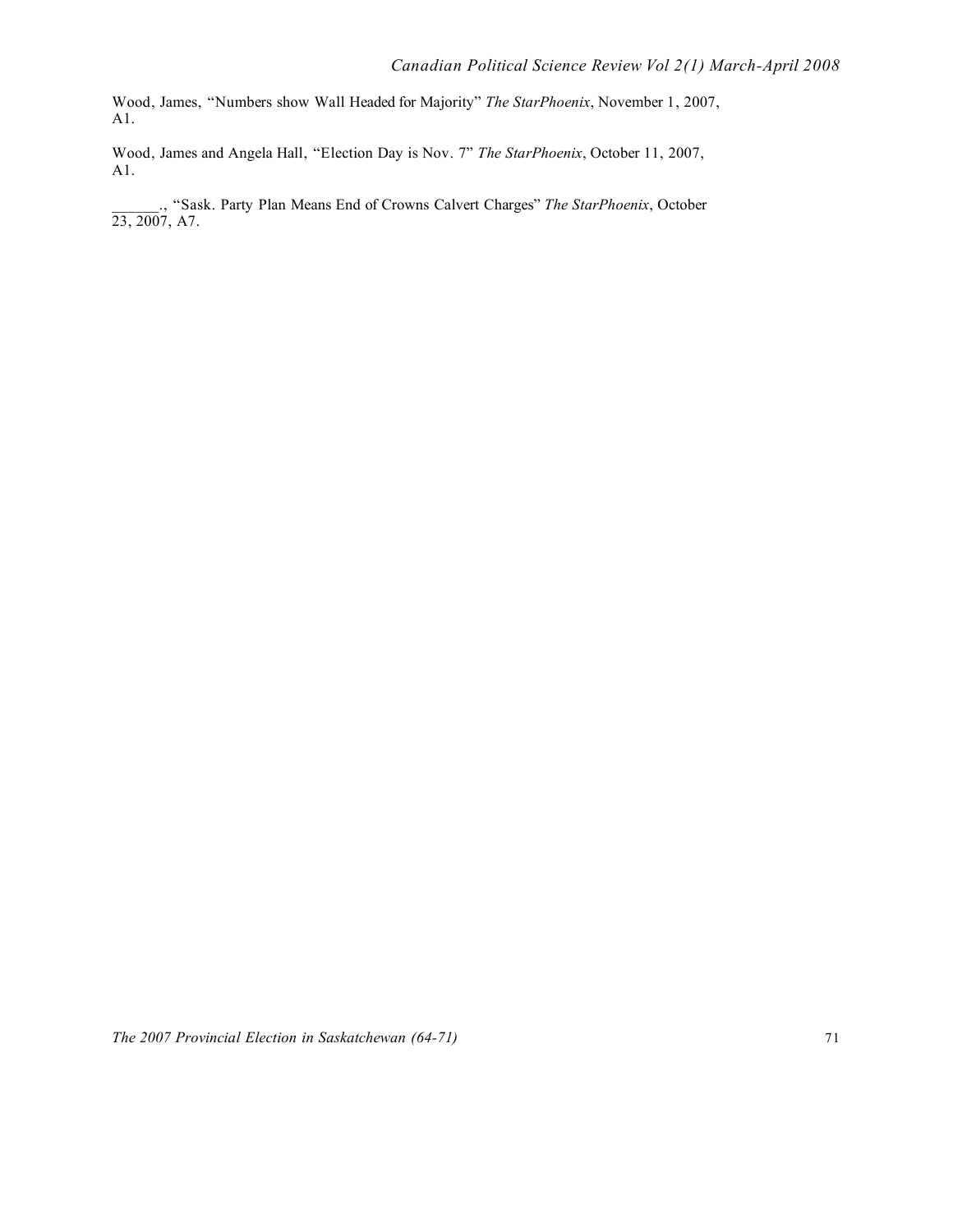Wood, James, “Numbers show Wall Headed for Majority” *The StarPhoenix*, November 1, 2007, A1.

Wood, James and Angela Hall, “Election Day is Nov. 7” *The StarPhoenix*, October 11, 2007, A1.

______., “Sask. Party Plan Means End of Crowns Calvert Charges” *The StarPhoenix*, October 23, 2007, A7.